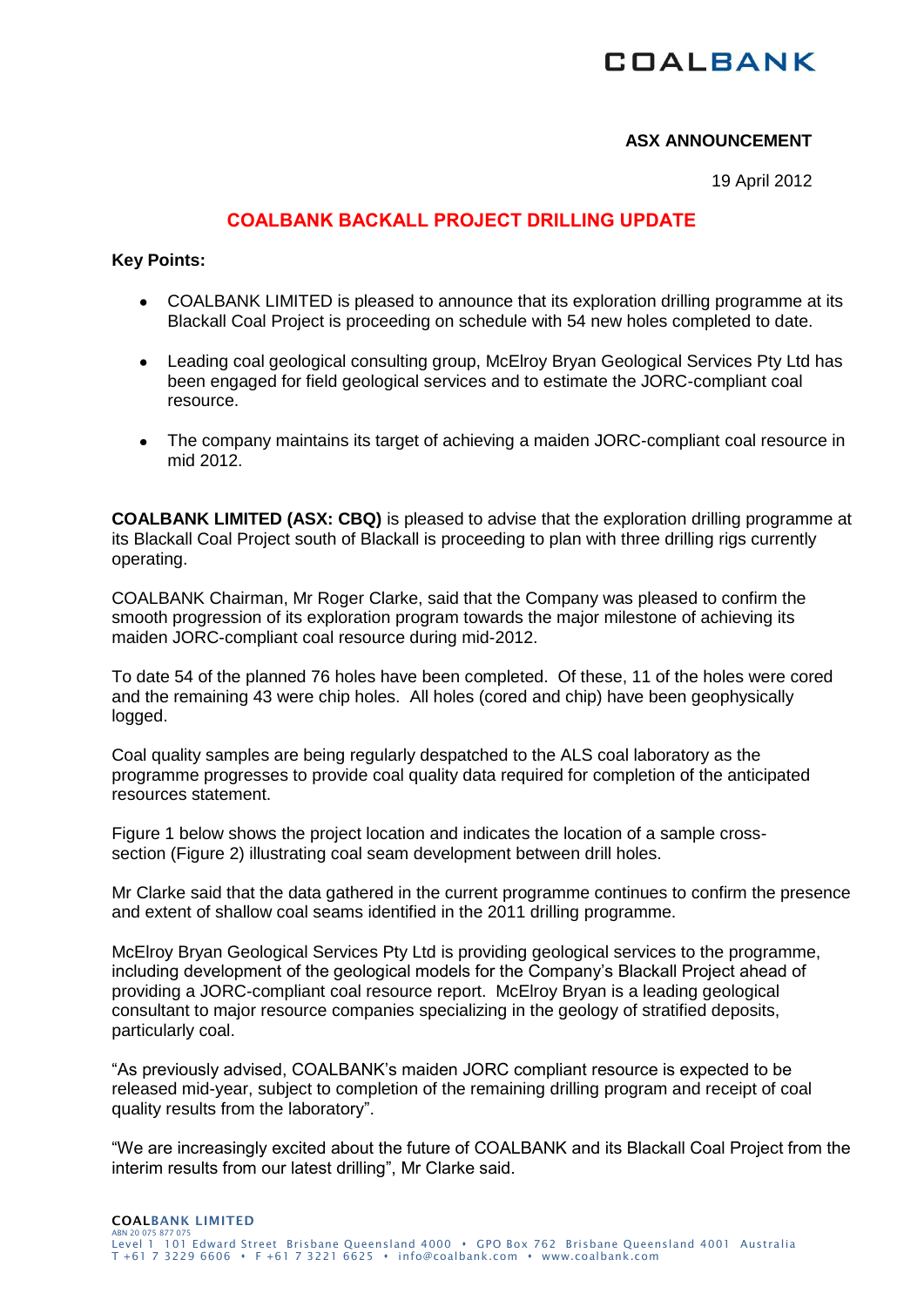**ASX ANNOUNCEMENT**

19 April 2012

# COALBANK BACKALL PROJECT DRILLING UPDATE

**Key Points:**

- COALBANK LIMITED is pleased to announce that its exploration drilling programme at its Blackall Coal Project is proceeding on schedule with 54 new holes completed to date.
- Leading coal geological consulting group, McElroy Bryan Geological Services Pty Ltd has been engaged for field geological services and to estimate the JORC-compliant coal resource.
- The company maintains its target of achieving a maiden JORC-compliant coal resource in mid 2012.

**COALBANK LIMITED (ASX: CBQ)** is pleased to advise that the exploration drilling programme at its Blackall Coal Project south of Blackall is proceeding to plan with three drilling rigs currently operating.

COALBANK Chairman, Mr Roger Clarke, said that the Company was pleased to confirm the smooth progression of its exploration program towards the major milestone of achieving its maiden JORC-compliant coal resource during mid-2012.

To date 54 of the planned 76 holes have been completed. Of these, 11 of the holes were cored and the remaining 43 were chip holes. All holes (cored and chip) have been geophysically logged.

Coal quality samples are being regularly despatched to the ALS coal laboratory as the programme progresses to provide coal quality data required for completion of the anticipated resources statement.

Figure 1 below shows the project location and indicates the location of a sample cross-section (Figure 2) illustrating coal seam development between drill holes.

Mr Clarke said that the data gathered in the current programme continues to confirm the presence and extent of shallow coal seams identified in the 2011 drilling programme.

McElroy Bryan Geological Services Pty Ltd is providing geological services to the programme, including development of the geological models for the Company's Blackall Project ahead of providing a JORC-compliant coal resource report. McElroy Bryan is a leading geological consultant to major resource companies specializing in the geology of stratified deposits, particularly coal.

"As previously advised, COALBANK's maiden JORC compliant resource is expected to be released mid-year, subject to completion of the remaining drilling program and receipt of coal quality results from the laboratory".

"We are increasingly excited about the future of COALBANK and its Blackall Coal Project from the interim results from our latest drilling", Mr Clarke said.

**COALBANK LIMITED**
ABN 20 075 877 075
Level 1 101 Edward Street Brisbane Queensland 4000 • GPO Box 762 Brisbane Queensland 4001 Australia
T +61 7 3229 6606 • F +61 7 3221 6625 • info@coalbank.com • www.coalbank.com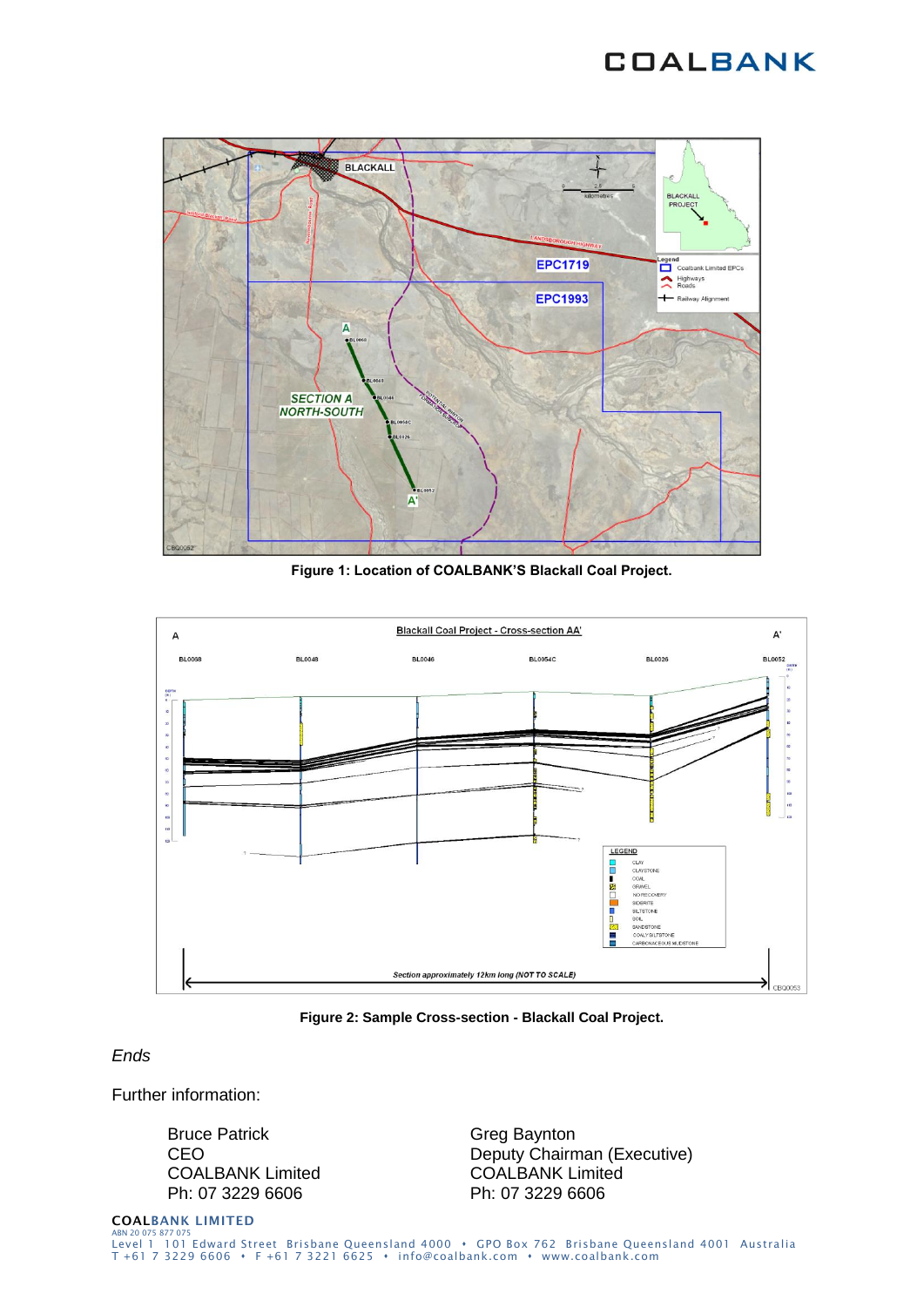**Figure 1: Location of COALBANK'S Blackall Coal Project.**

**Figure 2: Sample Cross-section - Blackall Coal Project.**

*Ends*

Further information:

Bruce Patrick
CEO
COALBANK Limited
Ph: 07 3229 6606

Greg Baynton
Deputy Chairman (Executive)
COALBANK Limited
Ph: 07 3229 6606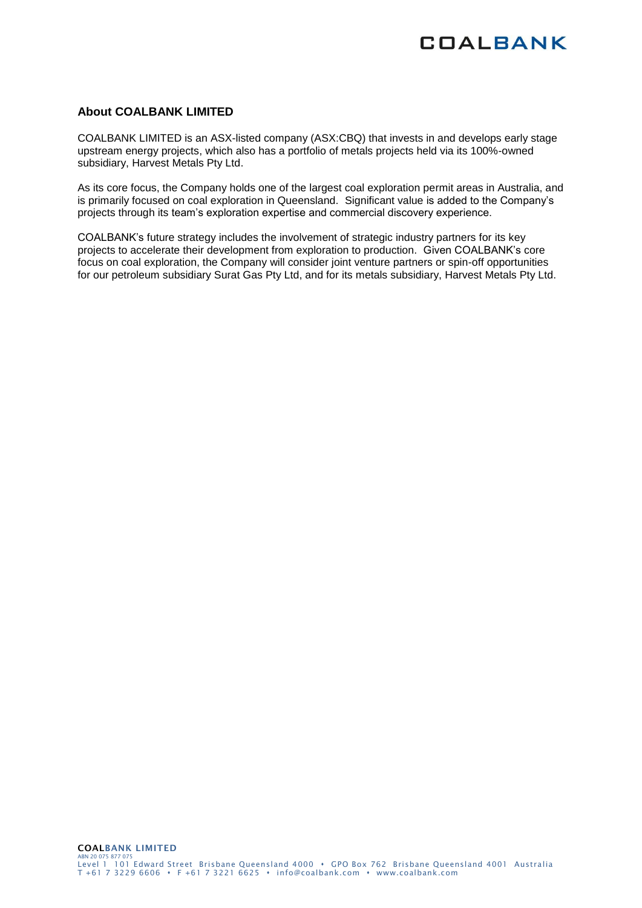## About COALBANK LIMITED

COALBANK LIMITED is an ASX-listed company (ASX:CBQ) that invests in and develops early stage upstream energy projects, which also has a portfolio of metals projects held via its 100%-owned subsidiary, Harvest Metals Pty Ltd.

As its core focus, the Company holds one of the largest coal exploration permit areas in Australia, and is primarily focused on coal exploration in Queensland. Significant value is added to the Company's projects through its team's exploration expertise and commercial discovery experience.

COALBANK's future strategy includes the involvement of strategic industry partners for its key projects to accelerate their development from exploration to production. Given COALBANK's core focus on coal exploration, the Company will consider joint venture partners or spin-off opportunities for our petroleum subsidiary Surat Gas Pty Ltd, and for its metals subsidiary, Harvest Metals Pty Ltd.